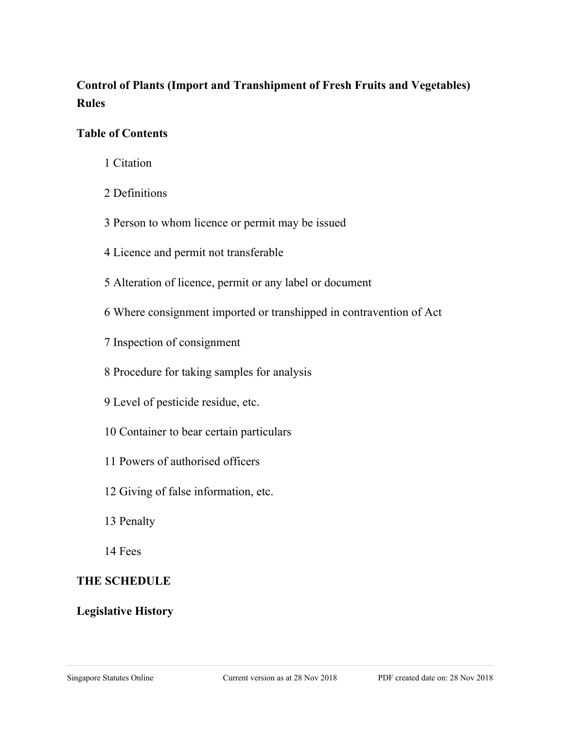# Control of Plants (Import and Transhipment of Fresh Fruits and Vegetables) Rules

## Table of Contents

1 Citation

2 Definitions

3 Person to whom licence or permit may be issued

4 Licence and permit not transferable

5 Alteration of licence, permit or any label or document

6 Where consignment imported or transhipped in contravention of Act

7 Inspection of consignment

8 Procedure for taking samples for analysis

9 Level of pesticide residue, etc.

10 Container to bear certain particulars

11 Powers of authorised officers

12 Giving of false information, etc.

13 Penalty

14 Fees

**THE SCHEDULE**

**Legislative History**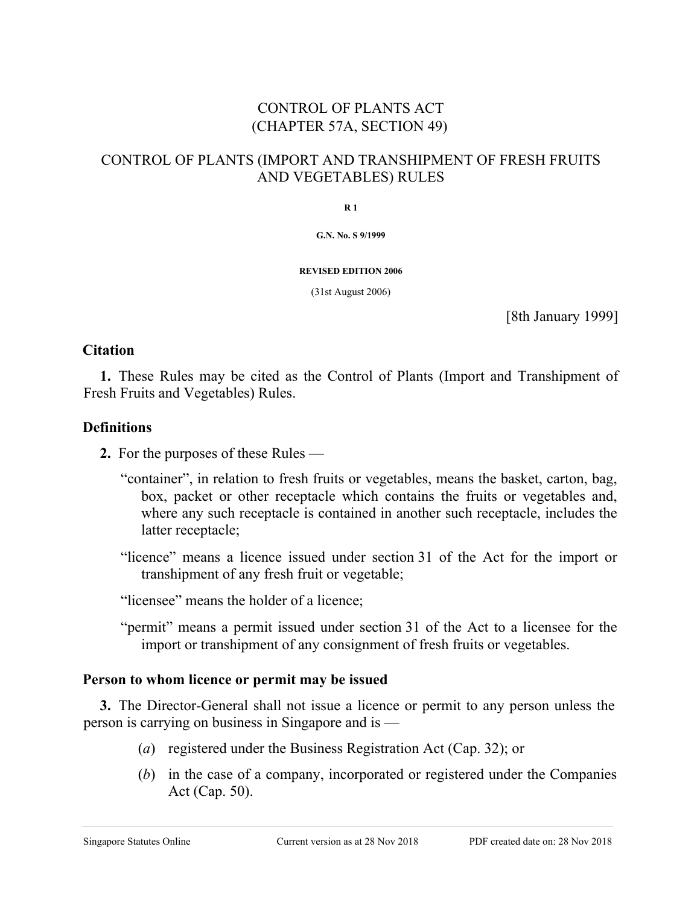CONTROL OF PLANTS ACT
(CHAPTER 57A, SECTION 49)

CONTROL OF PLANTS (IMPORT AND TRANSHIPMENT OF FRESH FRUITS AND VEGETABLES) RULES

**R 1**

**G.N. No. S 9/1999**

**REVISED EDITION 2006**

(31st August 2006)

[8th January 1999]

## Citation

**1.** These Rules may be cited as the Control of Plants (Import and Transhipment of Fresh Fruits and Vegetables) Rules.

## Definitions

**2.** For the purposes of these Rules —

"container", in relation to fresh fruits or vegetables, means the basket, carton, bag, box, packet or other receptacle which contains the fruits or vegetables and, where any such receptacle is contained in another such receptacle, includes the latter receptacle;

"licence" means a licence issued under section 31 of the Act for the import or transhipment of any fresh fruit or vegetable;

"licensee" means the holder of a licence;

"permit" means a permit issued under section 31 of the Act to a licensee for the import or transhipment of any consignment of fresh fruits or vegetables.

## Person to whom licence or permit may be issued

**3.** The Director-General shall not issue a licence or permit to any person unless the person is carrying on business in Singapore and is —

(*a*) registered under the Business Registration Act (Cap. 32); or

(*b*) in the case of a company, incorporated or registered under the Companies Act (Cap. 50).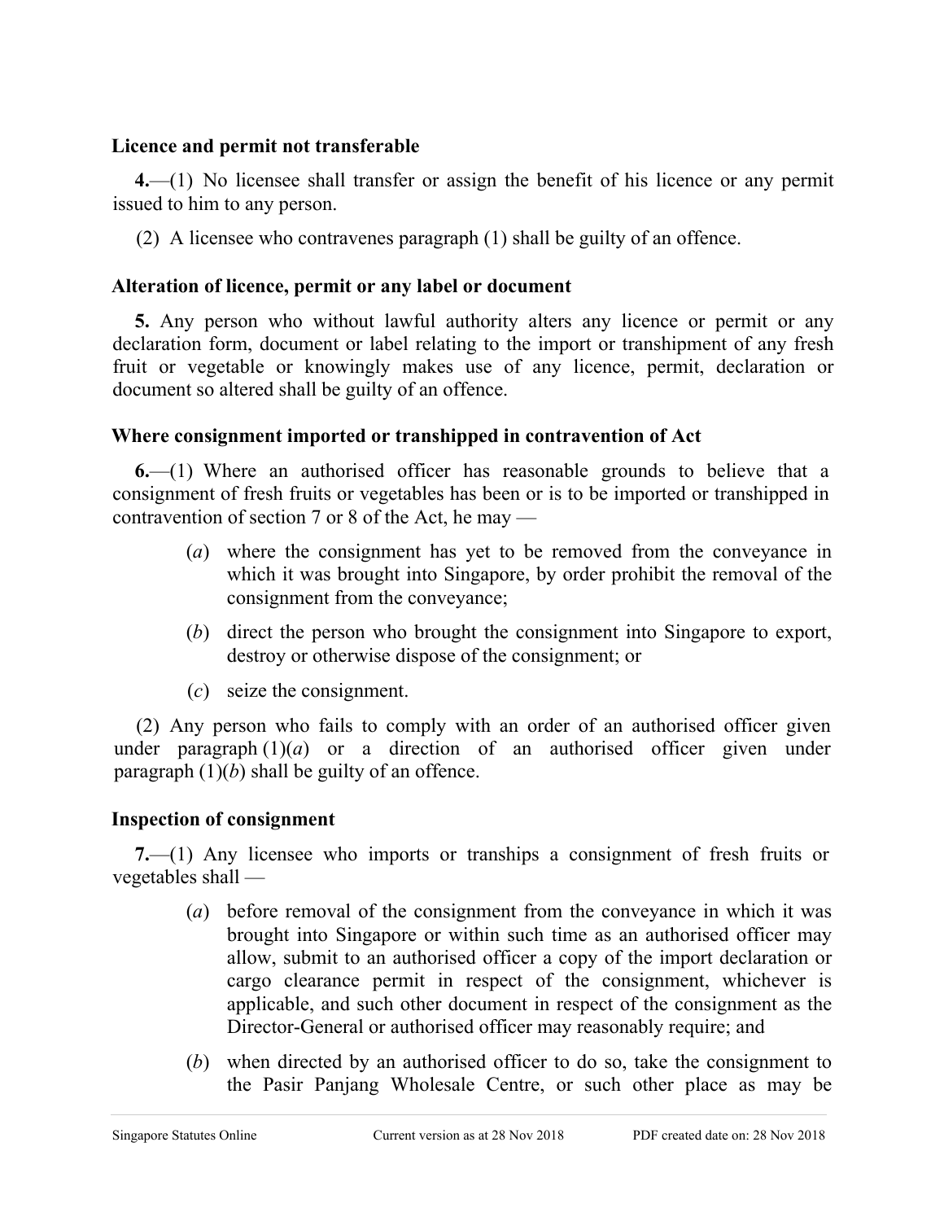**Licence and permit not transferable**

**4.**—(1) No licensee shall transfer or assign the benefit of his licence or any permit issued to him to any person.

(2) A licensee who contravenes paragraph (1) shall be guilty of an offence.

**Alteration of licence, permit or any label or document**

**5.** Any person who without lawful authority alters any licence or permit or any declaration form, document or label relating to the import or transhipment of any fresh fruit or vegetable or knowingly makes use of any licence, permit, declaration or document so altered shall be guilty of an offence.

**Where consignment imported or transhipped in contravention of Act**

**6.**—(1) Where an authorised officer has reasonable grounds to believe that a consignment of fresh fruits or vegetables has been or is to be imported or transhipped in contravention of section 7 or 8 of the Act, he may —

(*a*) where the consignment has yet to be removed from the conveyance in which it was brought into Singapore, by order prohibit the removal of the consignment from the conveyance;

(*b*) direct the person who brought the consignment into Singapore to export, destroy or otherwise dispose of the consignment; or

(*c*) seize the consignment.

(2) Any person who fails to comply with an order of an authorised officer given under paragraph (1)(*a*) or a direction of an authorised officer given under paragraph (1)(*b*) shall be guilty of an offence.

**Inspection of consignment**

**7.**—(1) Any licensee who imports or tranships a consignment of fresh fruits or vegetables shall —

(*a*) before removal of the consignment from the conveyance in which it was brought into Singapore or within such time as an authorised officer may allow, submit to an authorised officer a copy of the import declaration or cargo clearance permit in respect of the consignment, whichever is applicable, and such other document in respect of the consignment as the Director-General or authorised officer may reasonably require; and

(*b*) when directed by an authorised officer to do so, take the consignment to the Pasir Panjang Wholesale Centre, or such other place as may be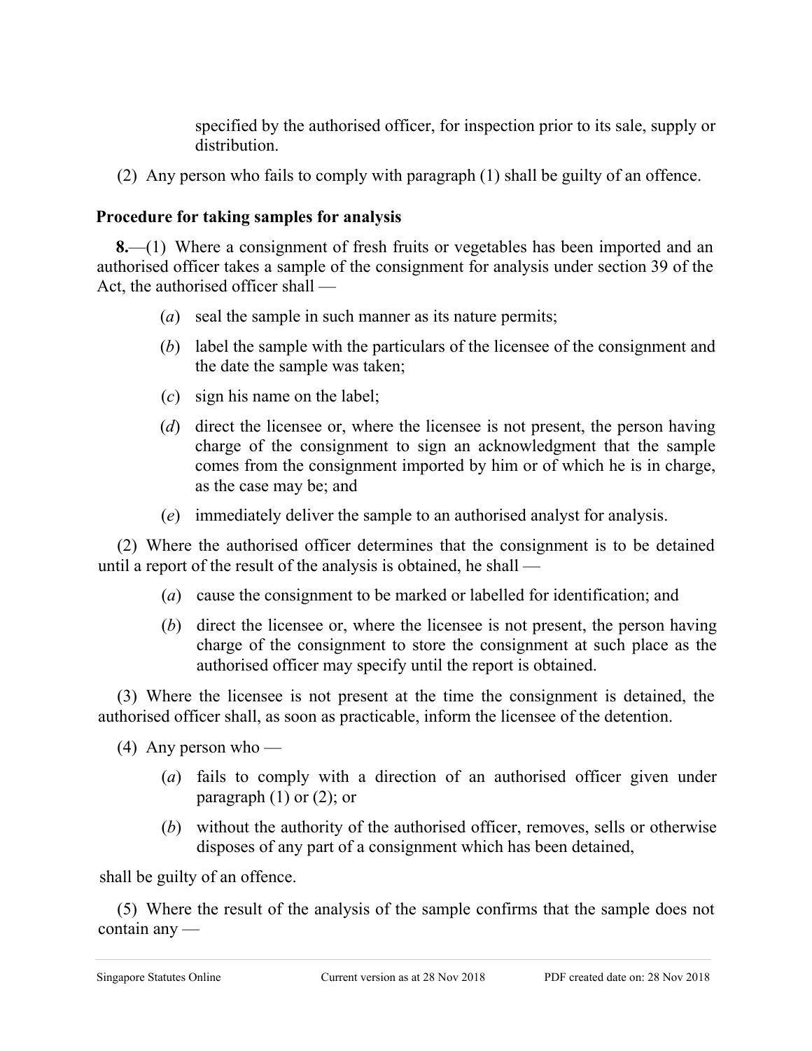specified by the authorised officer, for inspection prior to its sale, supply or distribution.

(2) Any person who fails to comply with paragraph (1) shall be guilty of an offence.

### Procedure for taking samples for analysis

**8.**—(1) Where a consignment of fresh fruits or vegetables has been imported and an authorised officer takes a sample of the consignment for analysis under section 39 of the Act, the authorised officer shall —

(*a*) seal the sample in such manner as its nature permits;

(*b*) label the sample with the particulars of the licensee of the consignment and the date the sample was taken;

(*c*) sign his name on the label;

(*d*) direct the licensee or, where the licensee is not present, the person having charge of the consignment to sign an acknowledgment that the sample comes from the consignment imported by him or of which he is in charge, as the case may be; and

(*e*) immediately deliver the sample to an authorised analyst for analysis.

(2) Where the authorised officer determines that the consignment is to be detained until a report of the result of the analysis is obtained, he shall —

(*a*) cause the consignment to be marked or labelled for identification; and

(*b*) direct the licensee or, where the licensee is not present, the person having charge of the consignment to store the consignment at such place as the authorised officer may specify until the report is obtained.

(3) Where the licensee is not present at the time the consignment is detained, the authorised officer shall, as soon as practicable, inform the licensee of the detention.

(4) Any person who —

(*a*) fails to comply with a direction of an authorised officer given under paragraph (1) or (2); or

(*b*) without the authority of the authorised officer, removes, sells or otherwise disposes of any part of a consignment which has been detained,

shall be guilty of an offence.

(5) Where the result of the analysis of the sample confirms that the sample does not contain any —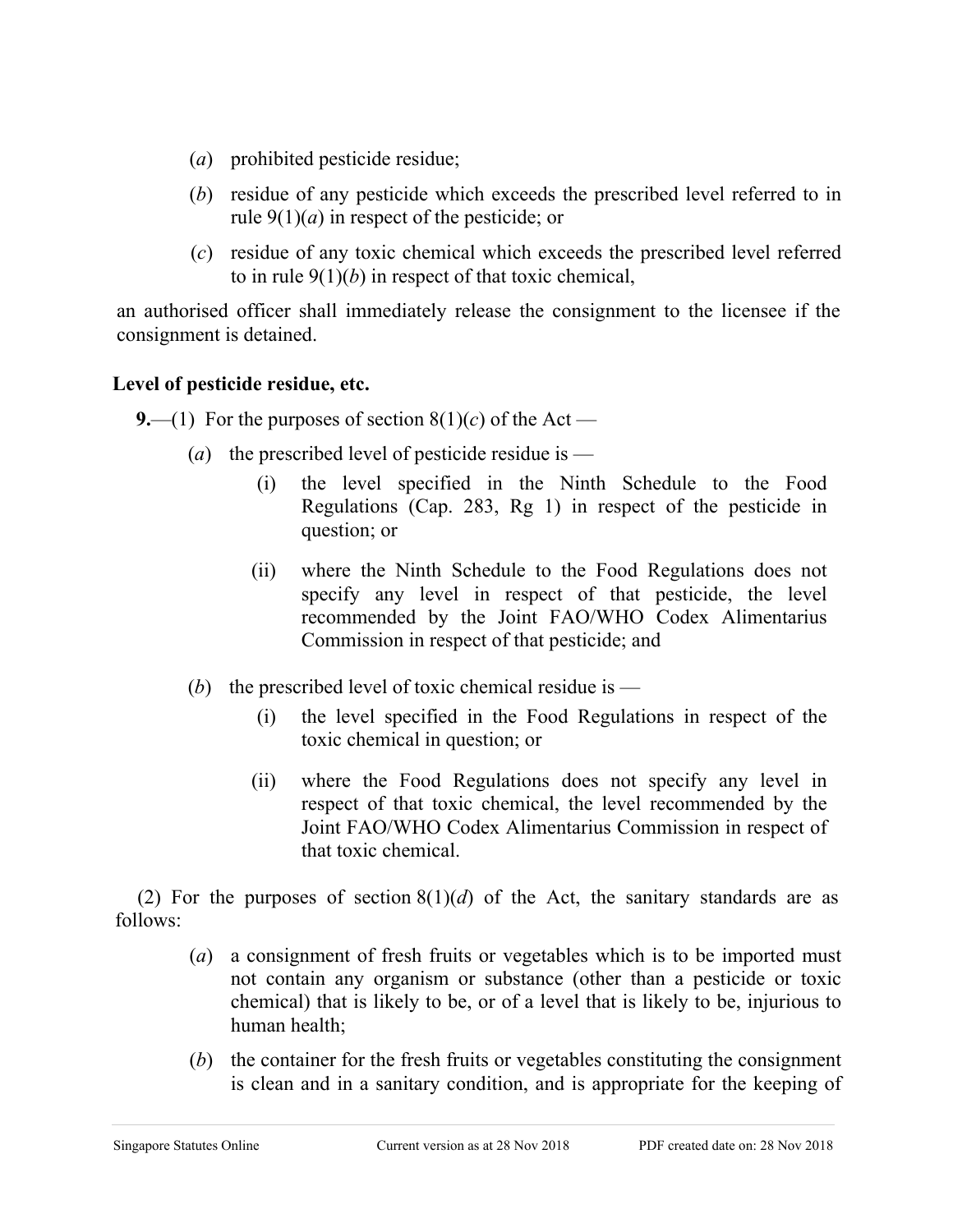(*a*) prohibited pesticide residue;

(*b*) residue of any pesticide which exceeds the prescribed level referred to in rule 9(1)(*a*) in respect of the pesticide; or

(*c*) residue of any toxic chemical which exceeds the prescribed level referred to in rule 9(1)(*b*) in respect of that toxic chemical,

an authorised officer shall immediately release the consignment to the licensee if the consignment is detained.

**Level of pesticide residue, etc.**

**9.**—(1) For the purposes of section 8(1)(*c*) of the Act —

(*a*) the prescribed level of pesticide residue is —

(i) the level specified in the Ninth Schedule to the Food Regulations (Cap. 283, Rg 1) in respect of the pesticide in question; or

(ii) where the Ninth Schedule to the Food Regulations does not specify any level in respect of that pesticide, the level recommended by the Joint FAO/WHO Codex Alimentarius Commission in respect of that pesticide; and

(*b*) the prescribed level of toxic chemical residue is —

(i) the level specified in the Food Regulations in respect of the toxic chemical in question; or

(ii) where the Food Regulations does not specify any level in respect of that toxic chemical, the level recommended by the Joint FAO/WHO Codex Alimentarius Commission in respect of that toxic chemical.

(2) For the purposes of section 8(1)(*d*) of the Act, the sanitary standards are as follows:

(*a*) a consignment of fresh fruits or vegetables which is to be imported must not contain any organism or substance (other than a pesticide or toxic chemical) that is likely to be, or of a level that is likely to be, injurious to human health;

(*b*) the container for the fresh fruits or vegetables constituting the consignment is clean and in a sanitary condition, and is appropriate for the keeping of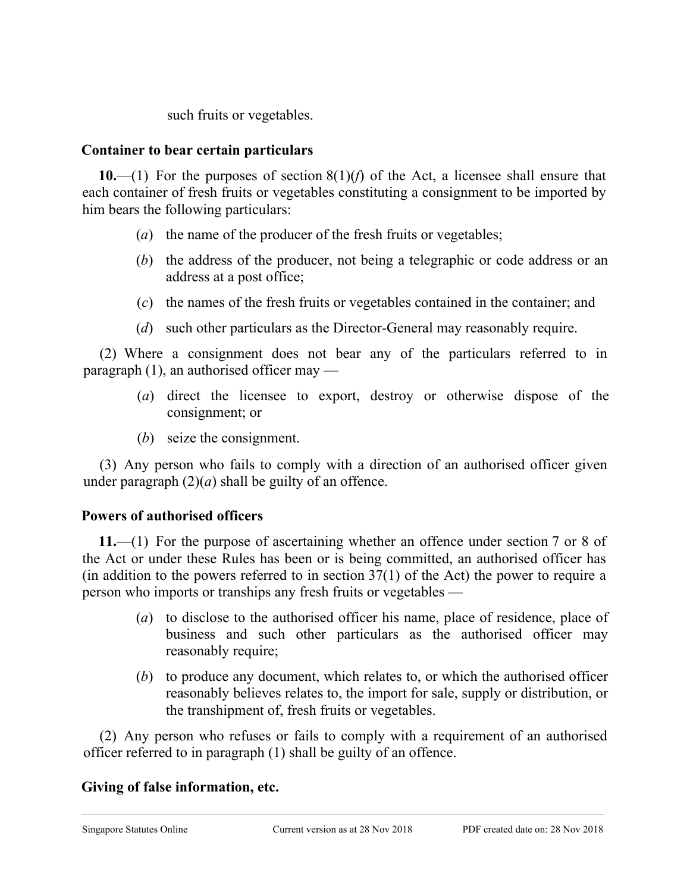such fruits or vegetables.

**Container to bear certain particulars**

**10.**—(1) For the purposes of section 8(1)(*f*) of the Act, a licensee shall ensure that each container of fresh fruits or vegetables constituting a consignment to be imported by him bears the following particulars:

(*a*) the name of the producer of the fresh fruits or vegetables;

(*b*) the address of the producer, not being a telegraphic or code address or an address at a post office;

(*c*) the names of the fresh fruits or vegetables contained in the container; and

(*d*) such other particulars as the Director-General may reasonably require.

(2) Where a consignment does not bear any of the particulars referred to in paragraph (1), an authorised officer may —

(*a*) direct the licensee to export, destroy or otherwise dispose of the consignment; or

(*b*) seize the consignment.

(3) Any person who fails to comply with a direction of an authorised officer given under paragraph (2)(*a*) shall be guilty of an offence.

**Powers of authorised officers**

**11.**—(1) For the purpose of ascertaining whether an offence under section 7 or 8 of the Act or under these Rules has been or is being committed, an authorised officer has (in addition to the powers referred to in section 37(1) of the Act) the power to require a person who imports or tranships any fresh fruits or vegetables —

(*a*) to disclose to the authorised officer his name, place of residence, place of business and such other particulars as the authorised officer may reasonably require;

(*b*) to produce any document, which relates to, or which the authorised officer reasonably believes relates to, the import for sale, supply or distribution, or the transhipment of, fresh fruits or vegetables.

(2) Any person who refuses or fails to comply with a requirement of an authorised officer referred to in paragraph (1) shall be guilty of an offence.

**Giving of false information, etc.**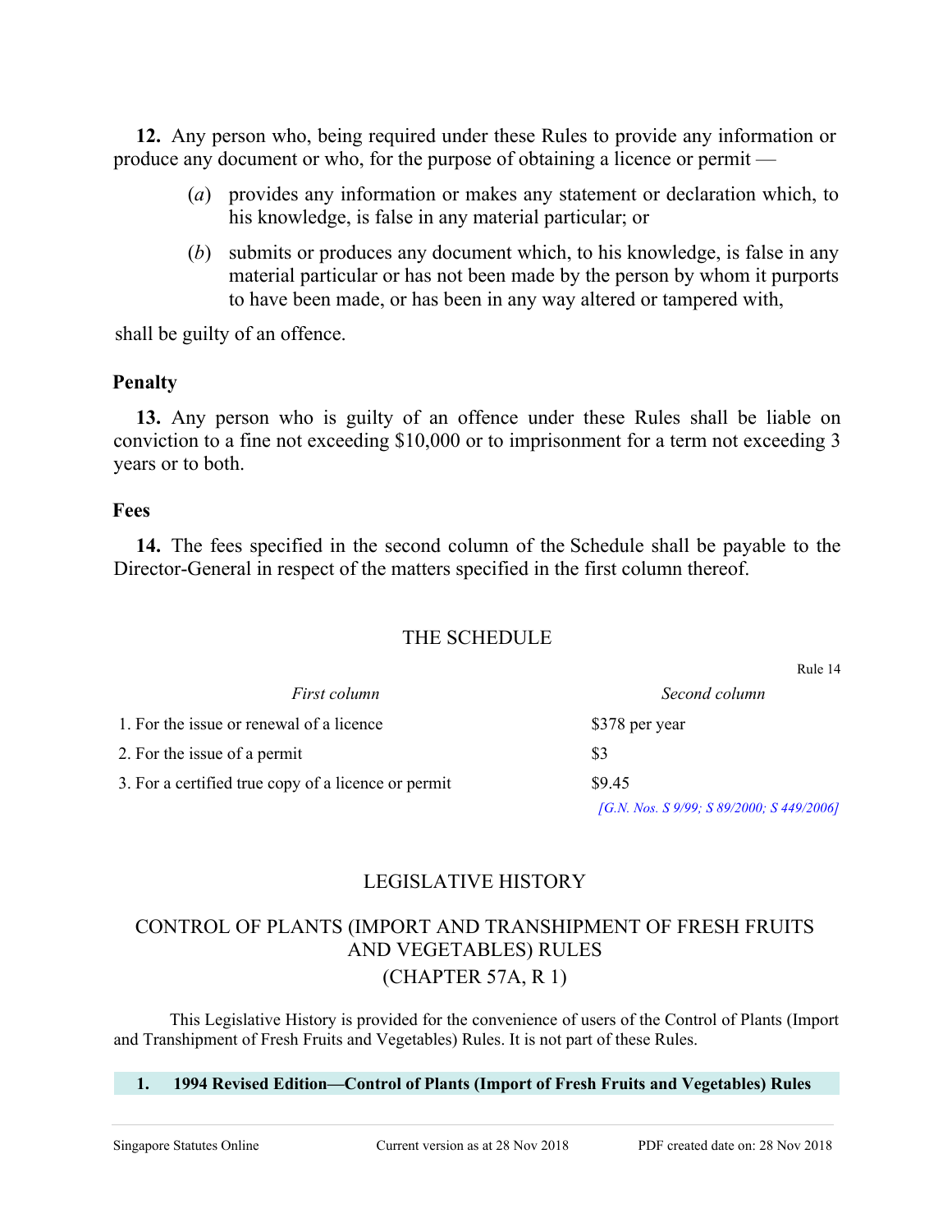**12.** Any person who, being required under these Rules to provide any information or produce any document or who, for the purpose of obtaining a licence or permit —

(*a*) provides any information or makes any statement or declaration which, to his knowledge, is false in any material particular; or

(*b*) submits or produces any document which, to his knowledge, is false in any material particular or has not been made by the person by whom it purports to have been made, or has been in any way altered or tampered with,

shall be guilty of an offence.

**Penalty**

**13.** Any person who is guilty of an offence under these Rules shall be liable on conviction to a fine not exceeding $10,000 or to imprisonment for a term not exceeding 3 years or to both.

**Fees**

**14.** The fees specified in the second column of the Schedule shall be payable to the Director-General in respect of the matters specified in the first column thereof.

## THE SCHEDULE

Rule 14

| *First column* | *Second column* |
|---|---|
| 1. For the issue or renewal of a licence | $378 per year |
| 2. For the issue of a permit | $3 |
| 3. For a certified true copy of a licence or permit | $9.45 |

*[G.N. Nos. S 9/99; S 89/2000; S 449/2006]*

## LEGISLATIVE HISTORY

## CONTROL OF PLANTS (IMPORT AND TRANSHIPMENT OF FRESH FRUITS AND VEGETABLES) RULES (CHAPTER 57A, R 1)

This Legislative History is provided for the convenience of users of the Control of Plants (Import and Transhipment of Fresh Fruits and Vegetables) Rules. It is not part of these Rules.

**1. 1994 Revised Edition—Control of Plants (Import of Fresh Fruits and Vegetables) Rules**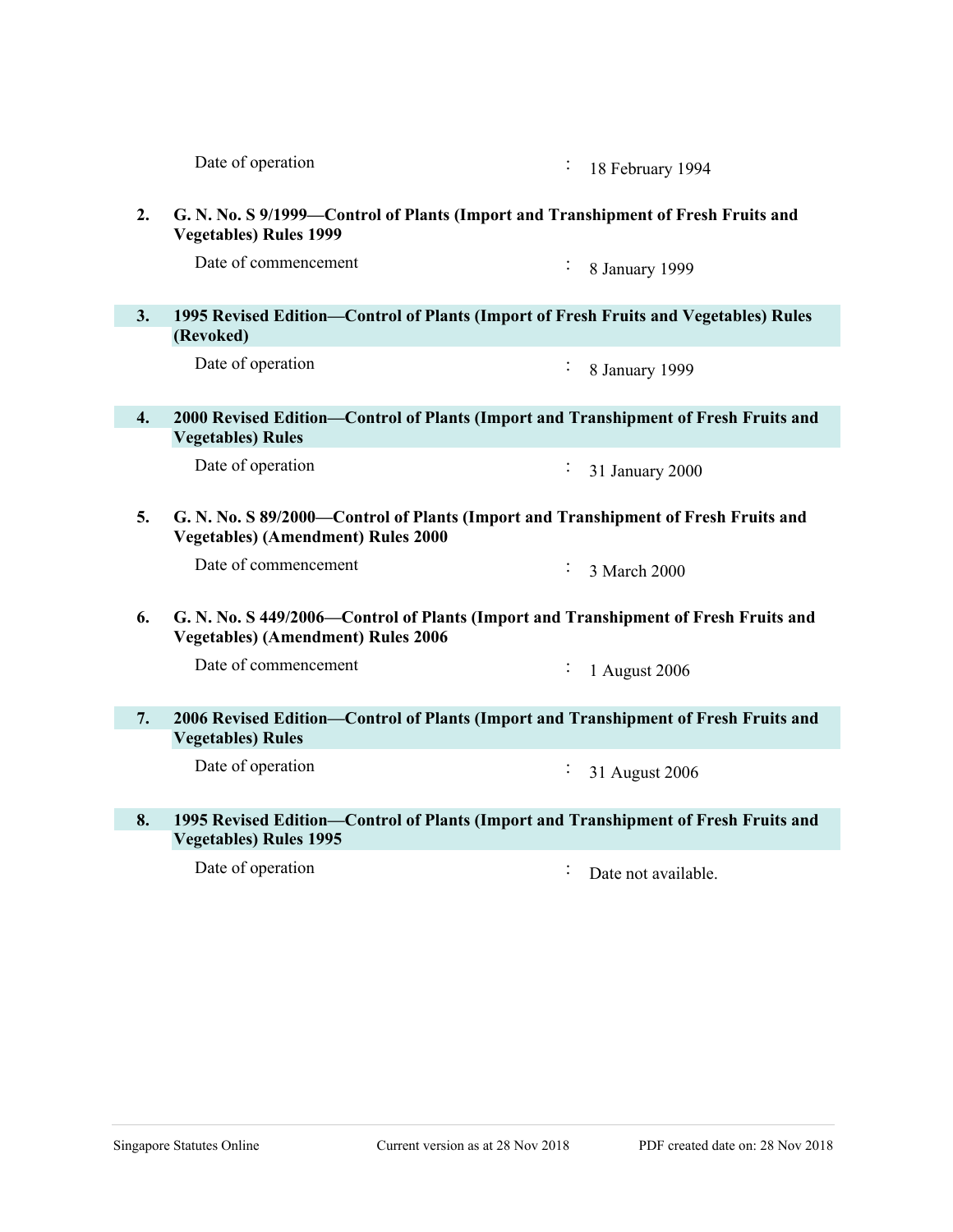Date of operation : 18 February 1994

**2. G. N. No. S 9/1999—Control of Plants (Import and Transhipment of Fresh Fruits and Vegetables) Rules 1999**

Date of commencement : 8 January 1999

**3. 1995 Revised Edition—Control of Plants (Import of Fresh Fruits and Vegetables) Rules (Revoked)**

Date of operation : 8 January 1999

**4. 2000 Revised Edition—Control of Plants (Import and Transhipment of Fresh Fruits and Vegetables) Rules**

Date of operation : 31 January 2000

**5. G. N. No. S 89/2000—Control of Plants (Import and Transhipment of Fresh Fruits and Vegetables) (Amendment) Rules 2000**

Date of commencement : 3 March 2000

**6. G. N. No. S 449/2006—Control of Plants (Import and Transhipment of Fresh Fruits and Vegetables) (Amendment) Rules 2006**

Date of commencement : 1 August 2006

**7. 2006 Revised Edition—Control of Plants (Import and Transhipment of Fresh Fruits and Vegetables) Rules**

Date of operation : 31 August 2006

**8. 1995 Revised Edition—Control of Plants (Import and Transhipment of Fresh Fruits and Vegetables) Rules 1995**

Date of operation : Date not available.